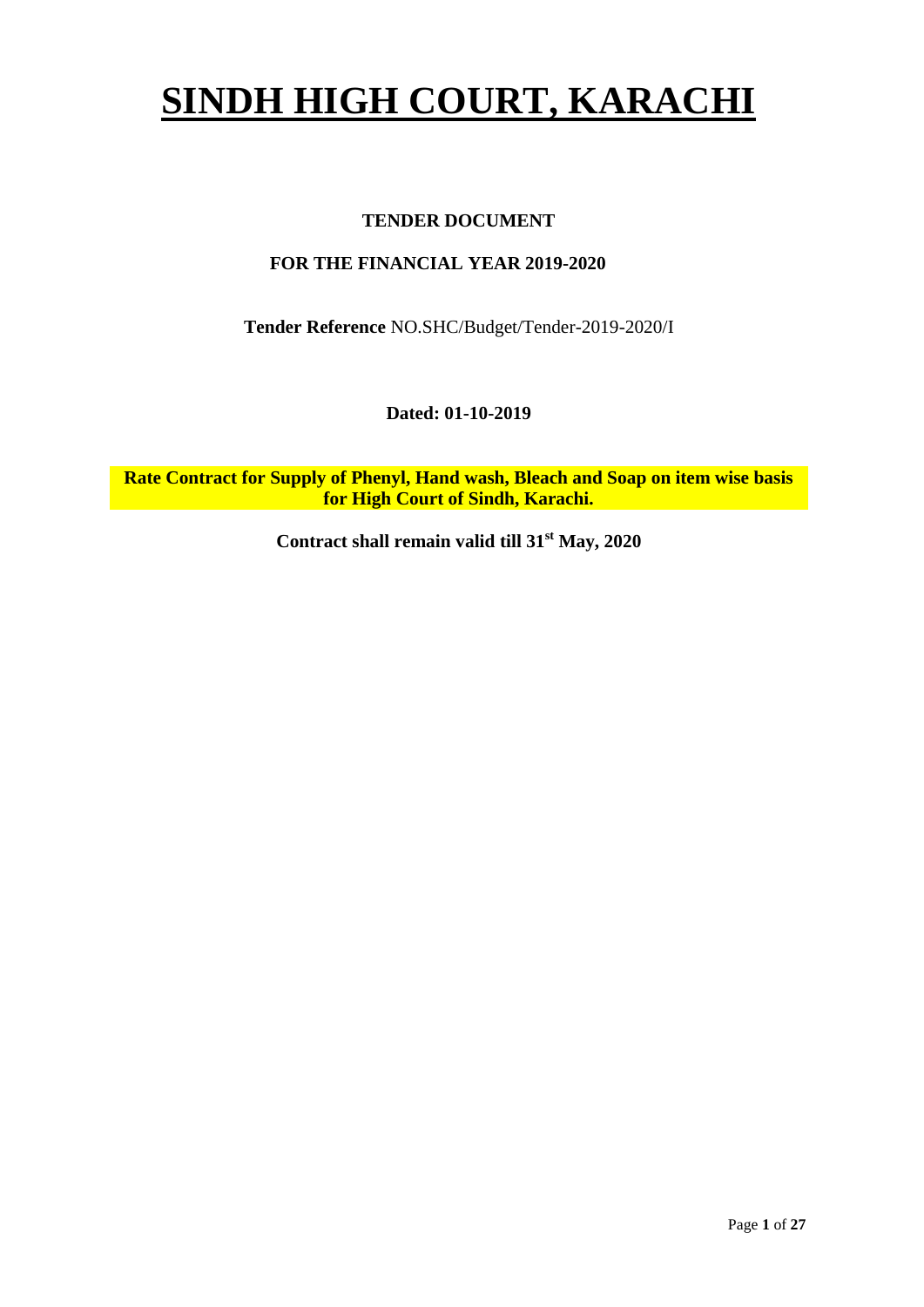# SINDH HIGH COURT, KARACHI

**TENDER DOCUMENT**

**FOR THE FINANCIAL YEAR 2019-2020**

**Tender Reference** NO.SHC/Budget/Tender-2019-2020/I

**Dated: 01-10-2019**

**Rate Contract for Supply of Phenyl, Hand wash, Bleach and Soap on item wise basis for High Court of Sindh, Karachi.**

**Contract shall remain valid till 31st May, 2020**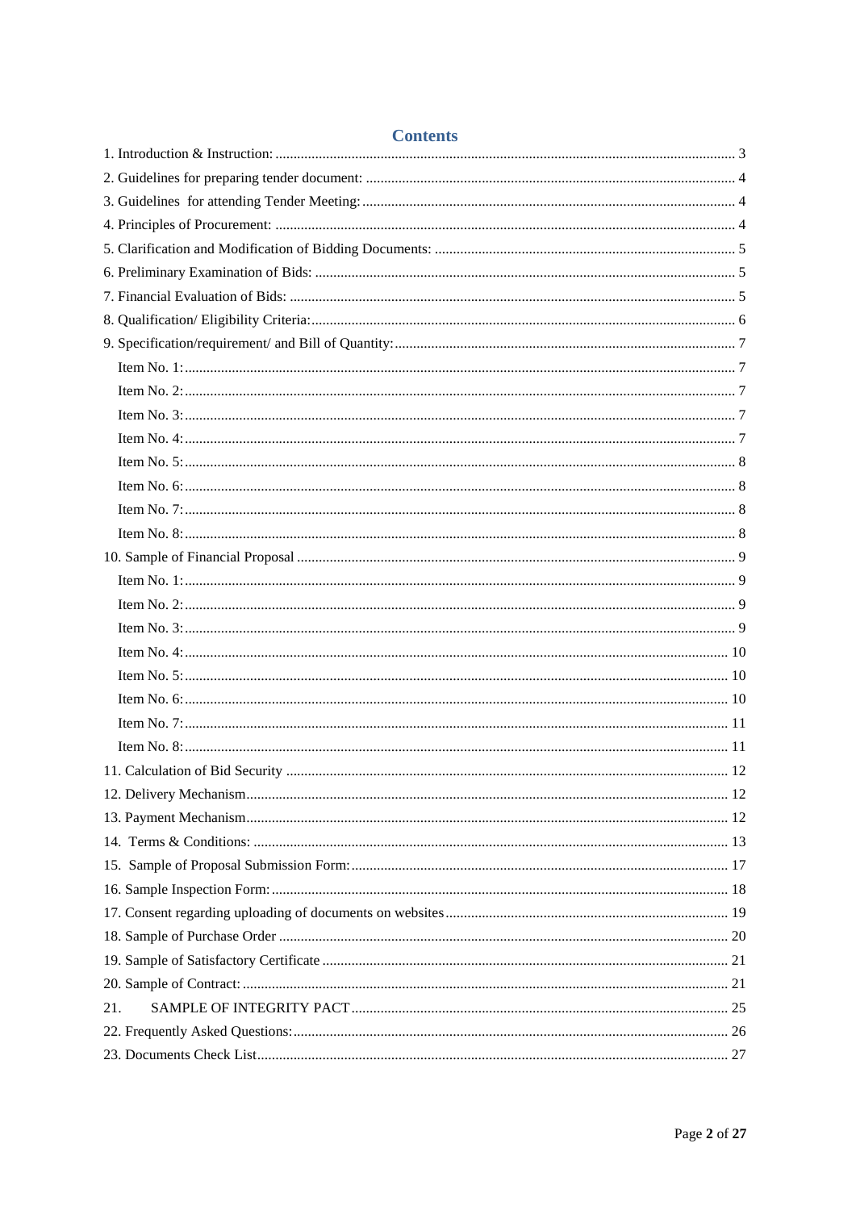# Contents

1. Introduction & Instruction: ........................................................................................................... 3
2. Guidelines for preparing tender document: ................................................................................. 4
3. Guidelines for attending Tender Meeting: ................................................................................... 4
4. Principles of Procurement: ......................................................................................................... 4
5. Clarification and Modification of Bidding Documents: .............................................................. 5
6. Preliminary Examination of Bids: ............................................................................................... 5
7. Financial Evaluation of Bids: ...................................................................................................... 5
8. Qualification/ Eligibility Criteria: ................................................................................................ 6
9. Specification/requirement/ and Bill of Quantity: ......................................................................... 7
   - Item No. 1: ............................................................................................................................ 7
   - Item No. 2: ............................................................................................................................ 7
   - Item No. 3: ............................................................................................................................ 7
   - Item No. 4: ............................................................................................................................ 7
   - Item No. 5: ............................................................................................................................ 8
   - Item No. 6: ............................................................................................................................ 8
   - Item No. 7: ............................................................................................................................ 8
   - Item No. 8: ............................................................................................................................ 8
10. Sample of Financial Proposal ..................................................................................................... 9
   - Item No. 1: ............................................................................................................................ 9
   - Item No. 2: ............................................................................................................................ 9
   - Item No. 3: ............................................................................................................................ 9
   - Item No. 4: ............................................................................................................................ 10
   - Item No. 5: ............................................................................................................................ 10
   - Item No. 6: ............................................................................................................................ 10
   - Item No. 7: ............................................................................................................................ 11
   - Item No. 8: ............................................................................................................................ 11
11. Calculation of Bid Security ....................................................................................................... 12
12. Delivery Mechanism ................................................................................................................. 12
13. Payment Mechanism ................................................................................................................. 12
14. Terms & Conditions: ................................................................................................................ 13
15. Sample of Proposal Submission Form: ..................................................................................... 17
16. Sample Inspection Form: .......................................................................................................... 18
17. Consent regarding uploading of documents on websites .......................................................... 19
18. Sample of Purchase Order ......................................................................................................... 20
19. Sample of Satisfactory Certificate ............................................................................................. 21
20. Sample of Contract: .................................................................................................................. 21
21. SAMPLE OF INTEGRITY PACT ............................................................................................ 25
22. Frequently Asked Questions: ..................................................................................................... 26
23. Documents Check List .............................................................................................................. 27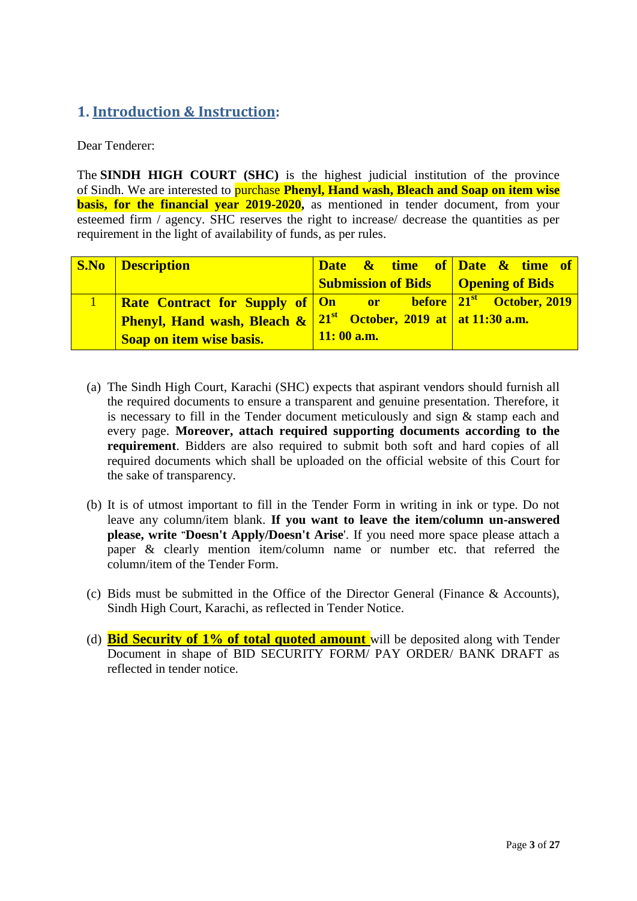## 1. Introduction & Instruction:

Dear Tenderer:

The **SINDH HIGH COURT (SHC)** is the highest judicial institution of the province of Sindh. We are interested to purchase **Phenyl, Hand wash, Bleach and Soap on item wise basis, for the financial year 2019-2020,** as mentioned in tender document, from your esteemed firm / agency. SHC reserves the right to increase/ decrease the quantities as per requirement in the light of availability of funds, as per rules.

| S.No | Description | Date & time of Submission of Bids | Date & time of Opening of Bids |
|---|---|---|---|
| 1 | **Rate Contract for Supply of Phenyl, Hand wash, Bleach & Soap on item wise basis.** | **On or before 21st October, 2019 at 11: 00 a.m.** | **21st October, 2019 at 11:30 a.m.** |

(a) The Sindh High Court, Karachi (SHC) expects that aspirant vendors should furnish all the required documents to ensure a transparent and genuine presentation. Therefore, it is necessary to fill in the Tender document meticulously and sign & stamp each and every page. **Moreover, attach required supporting documents according to the requirement**. Bidders are also required to submit both soft and hard copies of all required documents which shall be uploaded on the official website of this Court for the sake of transparency.

(b) It is of utmost important to fill in the Tender Form in writing in ink or type. Do not leave any column/item blank. **If you want to leave the item/column un-answered please, write "Doesn't Apply/Doesn't Arise**'. If you need more space please attach a paper & clearly mention item/column name or number etc. that referred the column/item of the Tender Form.

(c) Bids must be submitted in the Office of the Director General (Finance & Accounts), Sindh High Court, Karachi, as reflected in Tender Notice.

(d) **Bid Security of 1% of total quoted amount** will be deposited along with Tender Document in shape of BID SECURITY FORM/ PAY ORDER/ BANK DRAFT as reflected in tender notice.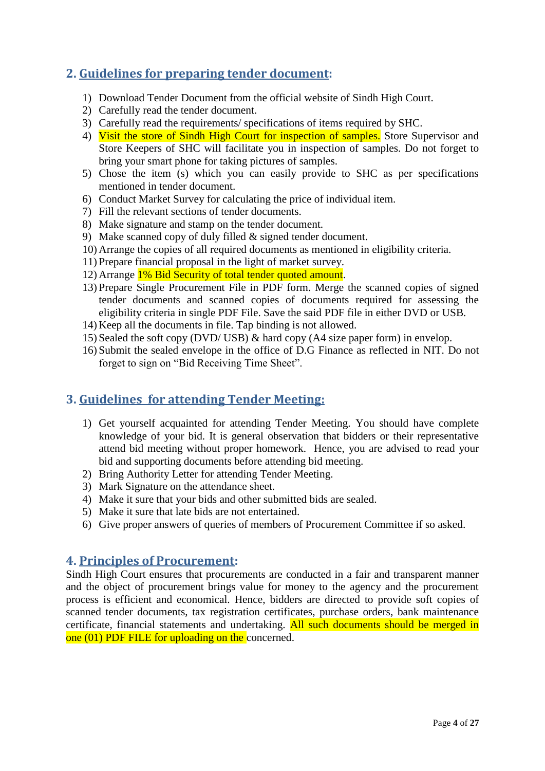## 2. Guidelines for preparing tender document:

1) Download Tender Document from the official website of Sindh High Court.
2) Carefully read the tender document.
3) Carefully read the requirements/ specifications of items required by SHC.
4) Visit the store of Sindh High Court for inspection of samples. Store Supervisor and Store Keepers of SHC will facilitate you in inspection of samples. Do not forget to bring your smart phone for taking pictures of samples.
5) Chose the item (s) which you can easily provide to SHC as per specifications mentioned in tender document.
6) Conduct Market Survey for calculating the price of individual item.
7) Fill the relevant sections of tender documents.
8) Make signature and stamp on the tender document.
9) Make scanned copy of duly filled & signed tender document.
10) Arrange the copies of all required documents as mentioned in eligibility criteria.
11) Prepare financial proposal in the light of market survey.
12) Arrange 1% Bid Security of total tender quoted amount.
13) Prepare Single Procurement File in PDF form. Merge the scanned copies of signed tender documents and scanned copies of documents required for assessing the eligibility criteria in single PDF File. Save the said PDF file in either DVD or USB.
14) Keep all the documents in file. Tap binding is not allowed.
15) Sealed the soft copy (DVD/ USB) & hard copy (A4 size paper form) in envelop.
16) Submit the sealed envelope in the office of D.G Finance as reflected in NIT. Do not forget to sign on "Bid Receiving Time Sheet".

## 3. Guidelines for attending Tender Meeting:

1) Get yourself acquainted for attending Tender Meeting. You should have complete knowledge of your bid. It is general observation that bidders or their representative attend bid meeting without proper homework. Hence, you are advised to read your bid and supporting documents before attending bid meeting.
2) Bring Authority Letter for attending Tender Meeting.
3) Mark Signature on the attendance sheet.
4) Make it sure that your bids and other submitted bids are sealed.
5) Make it sure that late bids are not entertained.
6) Give proper answers of queries of members of Procurement Committee if so asked.

## 4. Principles of Procurement:

Sindh High Court ensures that procurements are conducted in a fair and transparent manner and the object of procurement brings value for money to the agency and the procurement process is efficient and economical. Hence, bidders are directed to provide soft copies of scanned tender documents, tax registration certificates, purchase orders, bank maintenance certificate, financial statements and undertaking. All such documents should be merged in one (01) PDF FILE for uploading on the concerned.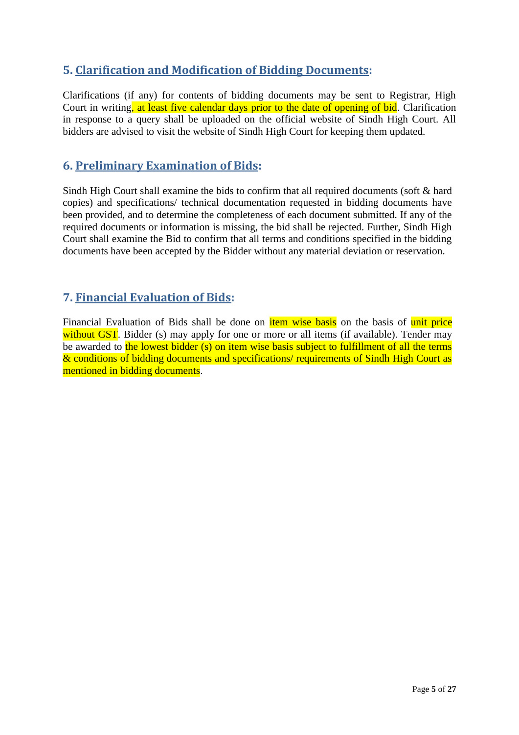## 5. Clarification and Modification of Bidding Documents:

Clarifications (if any) for contents of bidding documents may be sent to Registrar, High Court in writing, at least five calendar days prior to the date of opening of bid. Clarification in response to a query shall be uploaded on the official website of Sindh High Court. All bidders are advised to visit the website of Sindh High Court for keeping them updated.

## 6. Preliminary Examination of Bids:

Sindh High Court shall examine the bids to confirm that all required documents (soft & hard copies) and specifications/ technical documentation requested in bidding documents have been provided, and to determine the completeness of each document submitted. If any of the required documents or information is missing, the bid shall be rejected. Further, Sindh High Court shall examine the Bid to confirm that all terms and conditions specified in the bidding documents have been accepted by the Bidder without any material deviation or reservation.

## 7. Financial Evaluation of Bids:

Financial Evaluation of Bids shall be done on item wise basis on the basis of unit price without GST. Bidder (s) may apply for one or more or all items (if available). Tender may be awarded to the lowest bidder (s) on item wise basis subject to fulfillment of all the terms & conditions of bidding documents and specifications/ requirements of Sindh High Court as mentioned in bidding documents.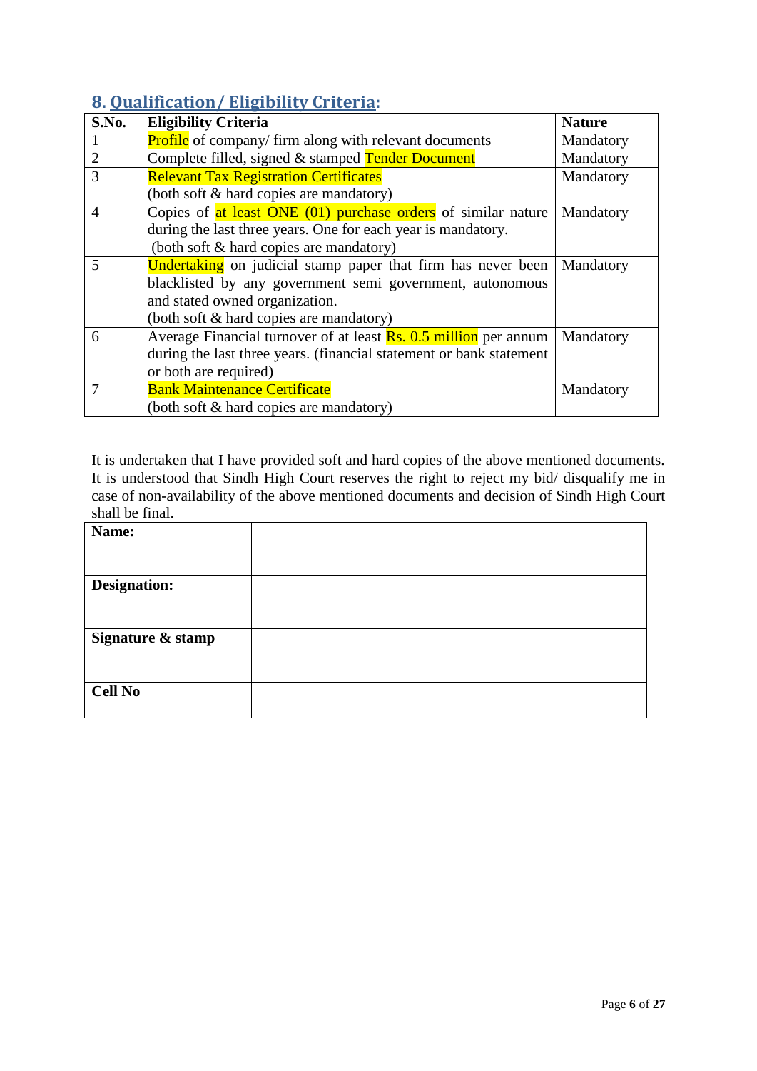## 8. Qualification/ Eligibility Criteria:

| S.No. | Eligibility Criteria | Nature |
|---|---|---|
| 1 | Profile of company/ firm along with relevant documents | Mandatory |
| 2 | Complete filled, signed & stamped Tender Document | Mandatory |
| 3 | Relevant Tax Registration Certificates (both soft & hard copies are mandatory) | Mandatory |
| 4 | Copies of at least ONE (01) purchase orders of similar nature during the last three years. One for each year is mandatory. (both soft & hard copies are mandatory) | Mandatory |
| 5 | Undertaking on judicial stamp paper that firm has never been blacklisted by any government semi government, autonomous and stated owned organization. (both soft & hard copies are mandatory) | Mandatory |
| 6 | Average Financial turnover of at least Rs. 0.5 million per annum during the last three years. (financial statement or bank statement or both are required) | Mandatory |
| 7 | Bank Maintenance Certificate (both soft & hard copies are mandatory) | Mandatory |

It is undertaken that I have provided soft and hard copies of the above mentioned documents. It is understood that Sindh High Court reserves the right to reject my bid/ disqualify me in case of non-availability of the above mentioned documents and decision of Sindh High Court shall be final.

| | |
|---|---|
| **Name:** | |
| **Designation:** | |
| **Signature & stamp** | |
| **Cell No** | |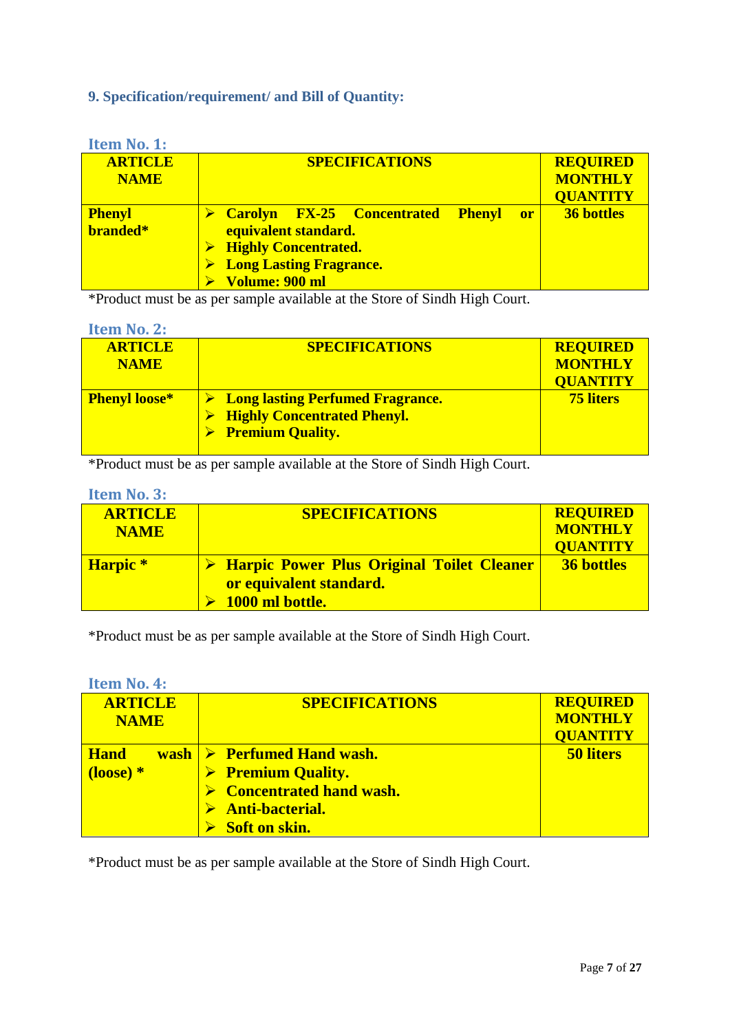## 9. Specification/requirement/ and Bill of Quantity:

### Item No. 1:

| ARTICLE NAME | SPECIFICATIONS | REQUIRED MONTHLY QUANTITY |
|---|---|---|
| **Phenyl branded*** | ➢ **Carolyn FX-25 Concentrated Phenyl or equivalent standard.**<br>➢ **Highly Concentrated.**<br>➢ **Long Lasting Fragrance.**<br>➢ **Volume: 900 ml** | **36 bottles** |

*Product must be as per sample available at the Store of Sindh High Court.

### Item No. 2:

| ARTICLE NAME | SPECIFICATIONS | REQUIRED MONTHLY QUANTITY |
|---|---|---|
| **Phenyl loose*** | ➢ **Long lasting Perfumed Fragrance.**<br>➢ **Highly Concentrated Phenyl.**<br>➢ **Premium Quality.** | **75 liters** |

*Product must be as per sample available at the Store of Sindh High Court.

### Item No. 3:

| ARTICLE NAME | SPECIFICATIONS | REQUIRED MONTHLY QUANTITY |
|---|---|---|
| **Harpic *** | ➢ **Harpic Power Plus Original Toilet Cleaner or equivalent standard.**<br>➢ **1000 ml bottle.** | **36 bottles** |

*Product must be as per sample available at the Store of Sindh High Court.

### Item No. 4:

| ARTICLE NAME | SPECIFICATIONS | REQUIRED MONTHLY QUANTITY |
|---|---|---|
| **Hand wash (loose) *** | ➢ **Perfumed Hand wash.**<br>➢ **Premium Quality.**<br>➢ **Concentrated hand wash.**<br>➢ **Anti-bacterial.**<br>➢ **Soft on skin.** | **50 liters** |

*Product must be as per sample available at the Store of Sindh High Court.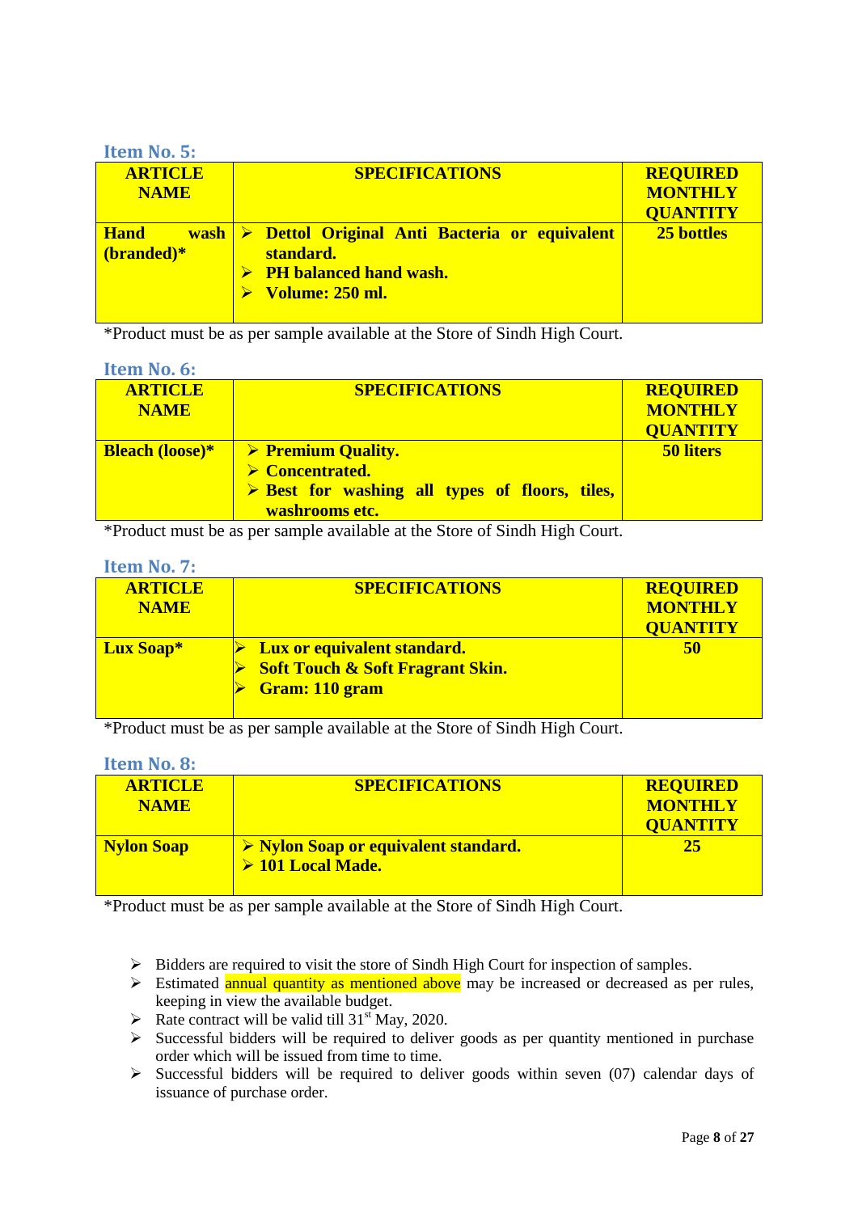### Item No. 5:

| ARTICLE NAME | SPECIFICATIONS | REQUIRED MONTHLY QUANTITY |
|---|---|---|
| **Hand wash (branded)*** | ➢ **Dettol Original Anti Bacteria or equivalent standard.**<br>➢ **PH balanced hand wash.**<br>➢ **Volume: 250 ml.** | **25 bottles** |

*Product must be as per sample available at the Store of Sindh High Court.

### Item No. 6:

| ARTICLE NAME | SPECIFICATIONS | REQUIRED MONTHLY QUANTITY |
|---|---|---|
| **Bleach (loose)*** | ➢ **Premium Quality.**<br>➢ **Concentrated.**<br>➢ **Best for washing all types of floors, tiles, washrooms etc.** | **50 liters** |

*Product must be as per sample available at the Store of Sindh High Court.

### Item No. 7:

| ARTICLE NAME | SPECIFICATIONS | REQUIRED MONTHLY QUANTITY |
|---|---|---|
| **Lux Soap*** | ➢ **Lux or equivalent standard.**<br>➢ **Soft Touch & Soft Fragrant Skin.**<br>➢ **Gram: 110 gram** | **50** |

*Product must be as per sample available at the Store of Sindh High Court.

### Item No. 8:

| ARTICLE NAME | SPECIFICATIONS | REQUIRED MONTHLY QUANTITY |
|---|---|---|
| **Nylon Soap** | ➢ **Nylon Soap or equivalent standard.**<br>➢ **101 Local Made.** | **25** |

*Product must be as per sample available at the Store of Sindh High Court.

- Bidders are required to visit the store of Sindh High Court for inspection of samples.
- Estimated annual quantity as mentioned above may be increased or decreased as per rules, keeping in view the available budget.
- Rate contract will be valid till 31st May, 2020.
- Successful bidders will be required to deliver goods as per quantity mentioned in purchase order which will be issued from time to time.
- Successful bidders will be required to deliver goods within seven (07) calendar days of issuance of purchase order.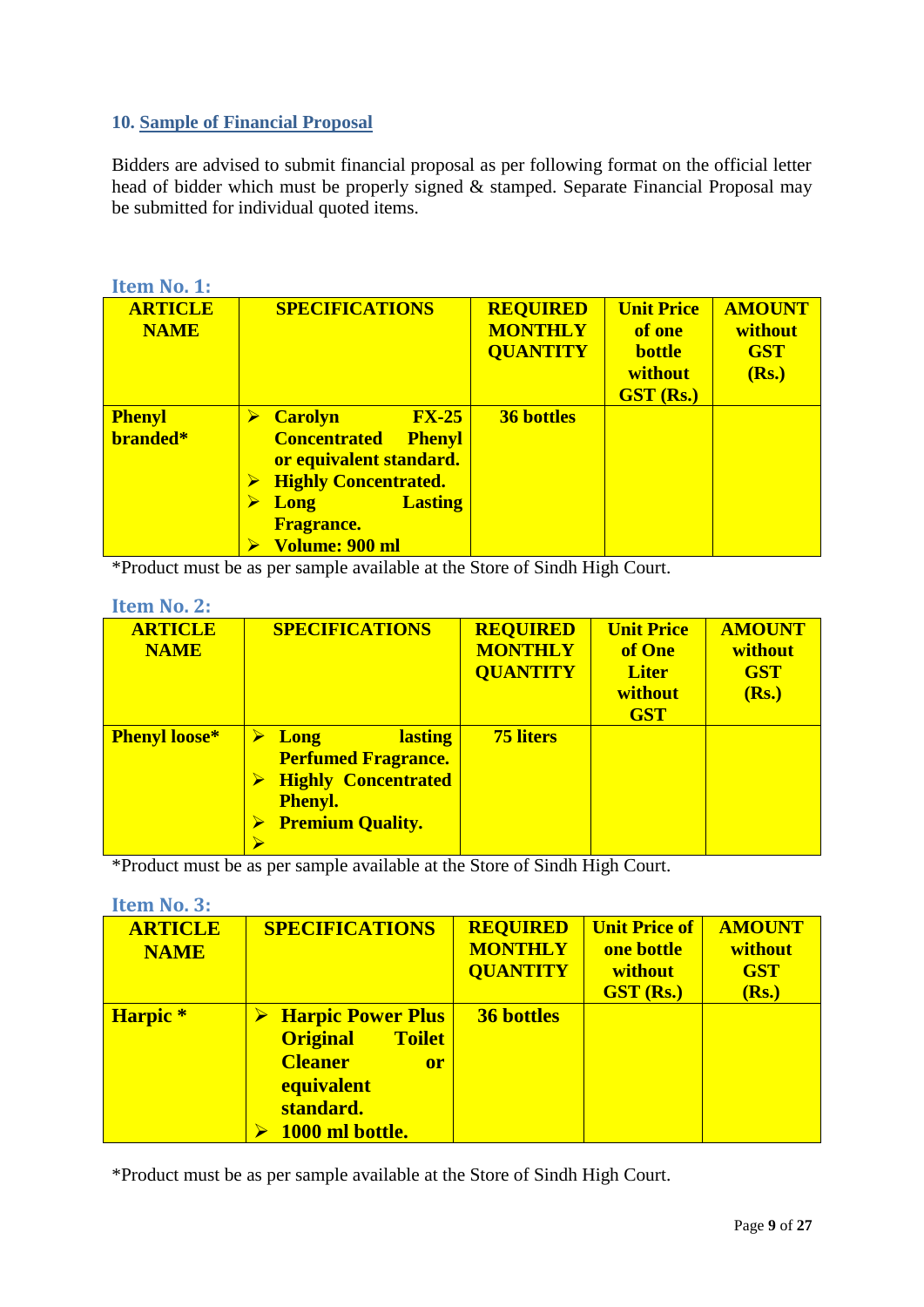## 10. Sample of Financial Proposal

Bidders are advised to submit financial proposal as per following format on the official letter head of bidder which must be properly signed & stamped. Separate Financial Proposal may be submitted for individual quoted items.

### Item No. 1:

| ARTICLE NAME | SPECIFICATIONS | REQUIRED MONTHLY QUANTITY | Unit Price of one bottle without GST (Rs.) | AMOUNT without GST (Rs.) |
|---|---|---|---|---|
| Phenyl branded* | ➢ Carolyn FX-25 Concentrated Phenyl or equivalent standard.<br>➢ Highly Concentrated.<br>➢ Long Lasting Fragrance.<br>➢ Volume: 900 ml | 36 bottles | | |

*Product must be as per sample available at the Store of Sindh High Court.

### Item No. 2:

| ARTICLE NAME | SPECIFICATIONS | REQUIRED MONTHLY QUANTITY | Unit Price of One Liter without GST | AMOUNT without GST (Rs.) |
|---|---|---|---|---|
| Phenyl loose* | ➢ Long lasting Perfumed Fragrance.<br>➢ Highly Concentrated Phenyl.<br>➢ Premium Quality.<br>➢ | 75 liters | | |

*Product must be as per sample available at the Store of Sindh High Court.

### Item No. 3:

| ARTICLE NAME | SPECIFICATIONS | REQUIRED MONTHLY QUANTITY | Unit Price of one bottle without GST (Rs.) | AMOUNT without GST (Rs.) |
|---|---|---|---|---|
| Harpic * | ➢ Harpic Power Plus Original Toilet Cleaner or equivalent standard.<br>➢ 1000 ml bottle. | 36 bottles | | |

*Product must be as per sample available at the Store of Sindh High Court.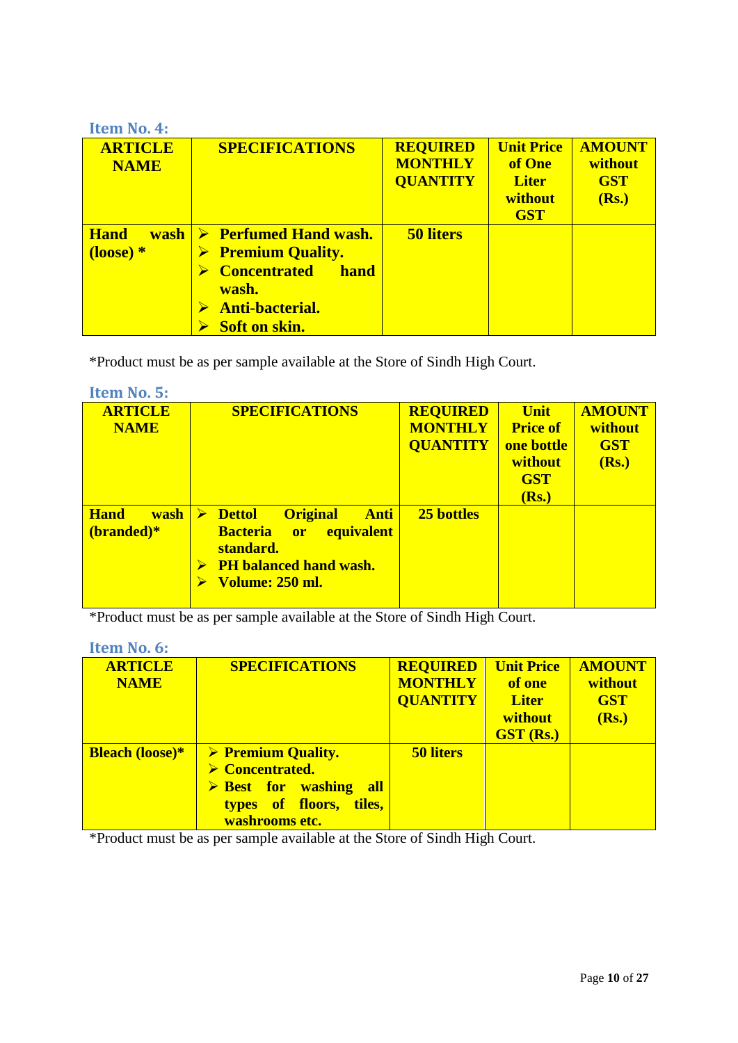### Item No. 4:

| ARTICLE NAME | SPECIFICATIONS | REQUIRED MONTHLY QUANTITY | Unit Price of One Liter without GST | AMOUNT without GST (Rs.) |
|---|---|---|---|---|
| **Hand wash (loose) *** | ➢ **Perfumed Hand wash.**<br>➢ **Premium Quality.**<br>➢ **Concentrated hand wash.**<br>➢ **Anti-bacterial.**<br>➢ **Soft on skin.** | **50 liters** | | |

*Product must be as per sample available at the Store of Sindh High Court.

### Item No. 5:

| ARTICLE NAME | SPECIFICATIONS | REQUIRED MONTHLY QUANTITY | Unit Price of one bottle without GST (Rs.) | AMOUNT without GST (Rs.) |
|---|---|---|---|---|
| **Hand wash (branded)*** | ➢ **Dettol Original Anti Bacteria or equivalent standard.**<br>➢ **PH balanced hand wash.**<br>➢ **Volume: 250 ml.** | **25 bottles** | | |

*Product must be as per sample available at the Store of Sindh High Court.

### Item No. 6:

| ARTICLE NAME | SPECIFICATIONS | REQUIRED MONTHLY QUANTITY | Unit Price of one Liter without GST (Rs.) | AMOUNT without GST (Rs.) |
|---|---|---|---|---|
| **Bleach (loose)*** | ➢ **Premium Quality.**<br>➢ **Concentrated.**<br>➢ **Best for washing all types of floors, tiles, washrooms etc.** | **50 liters** | | |

*Product must be as per sample available at the Store of Sindh High Court.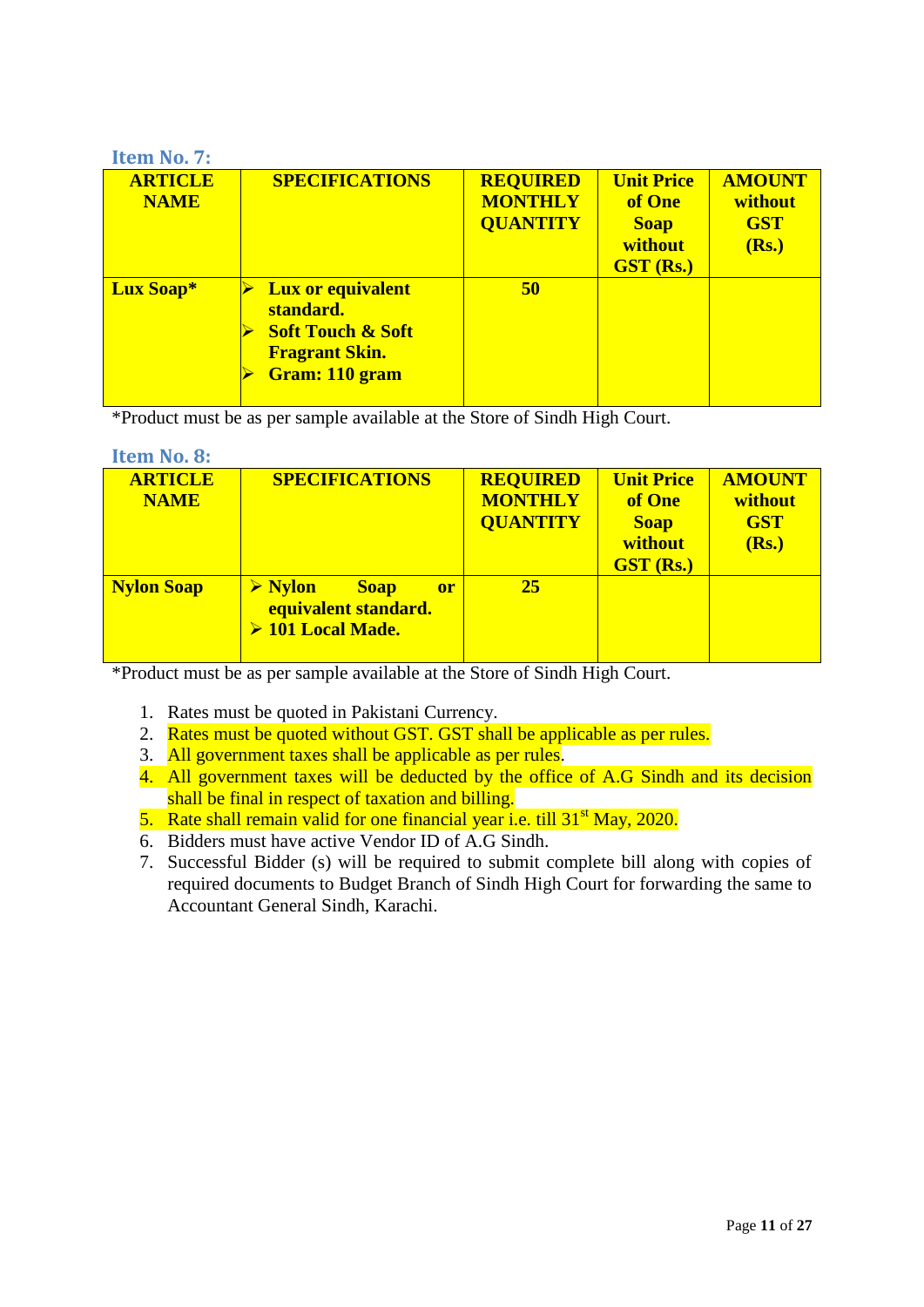### Item No. 7:

| ARTICLE NAME | SPECIFICATIONS | REQUIRED MONTHLY QUANTITY | Unit Price of One Soap without GST (Rs.) | AMOUNT without GST (Rs.) |
|---|---|---|---|---|
| **Lux Soap*** | ➢ **Lux or equivalent standard.**<br>➢ **Soft Touch & Soft Fragrant Skin.**<br>➢ **Gram: 110 gram** | **50** | | |

*Product must be as per sample available at the Store of Sindh High Court.

### Item No. 8:

| ARTICLE NAME | SPECIFICATIONS | REQUIRED MONTHLY QUANTITY | Unit Price of One Soap without GST (Rs.) | AMOUNT without GST (Rs.) |
|---|---|---|---|---|
| **Nylon Soap** | ➢ **Nylon Soap or equivalent standard.**<br>➢ **101 Local Made.** | **25** | | |

*Product must be as per sample available at the Store of Sindh High Court.

1. Rates must be quoted in Pakistani Currency.
2. Rates must be quoted without GST. GST shall be applicable as per rules.
3. All government taxes shall be applicable as per rules.
4. All government taxes will be deducted by the office of A.G Sindh and its decision shall be final in respect of taxation and billing.
5. Rate shall remain valid for one financial year i.e. till 31st May, 2020.
6. Bidders must have active Vendor ID of A.G Sindh.
7. Successful Bidder (s) will be required to submit complete bill along with copies of required documents to Budget Branch of Sindh High Court for forwarding the same to Accountant General Sindh, Karachi.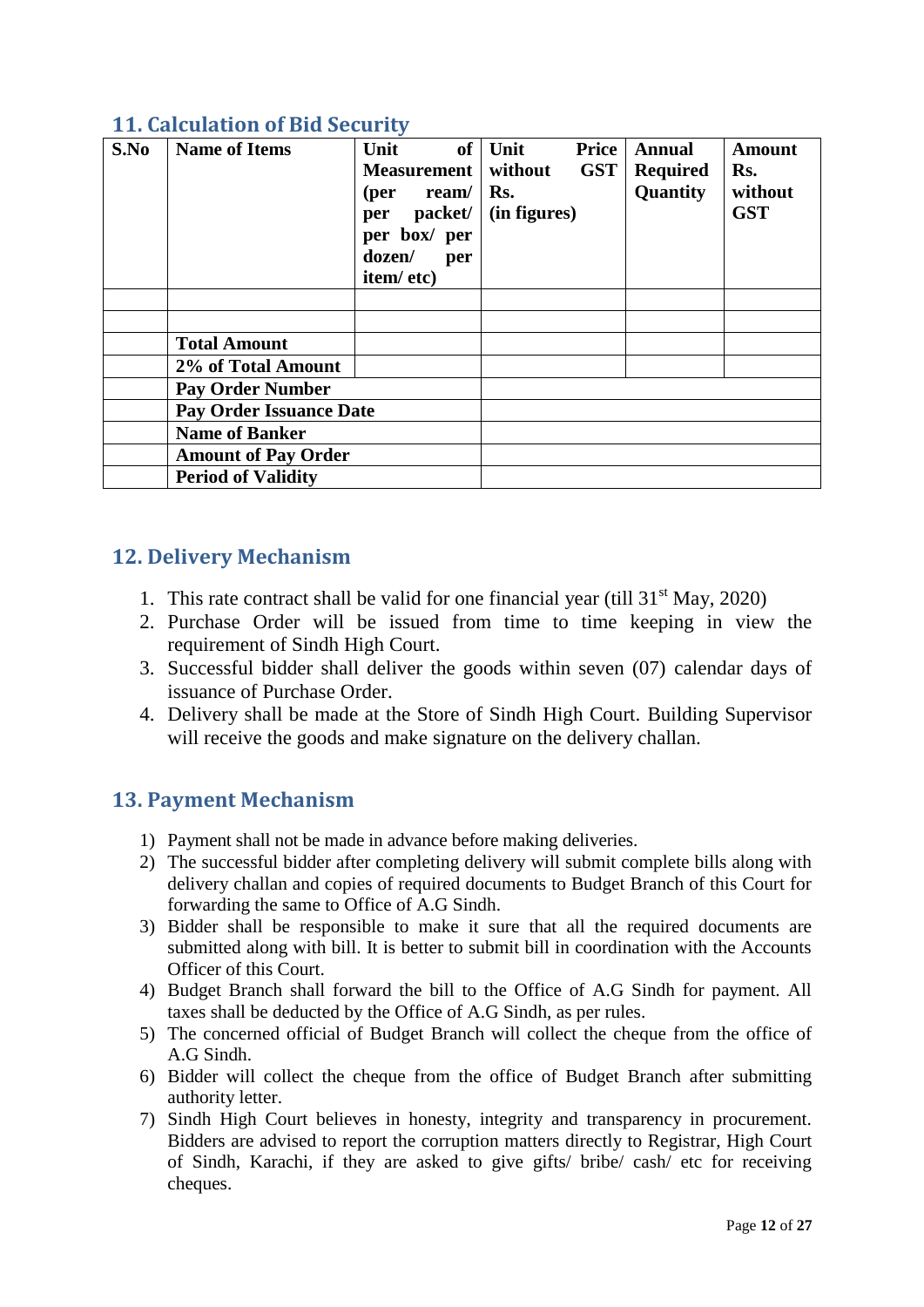## 11. Calculation of Bid Security

| S.No | Name of Items | Unit of Measurement (per ream/ per packet/ per box/ per dozen/ per item/ etc) | Unit Price without GST Rs. (in figures) | Annual Required Quantity | Amount Rs. without GST |
|---|---|---|---|---|---|
| | | | | | |
| | | | | | |
| | **Total Amount** | | | | |
| | **2% of Total Amount** | | | | |
| | **Pay Order Number** | | | | |
| | **Pay Order Issuance Date** | | | | |
| | **Name of Banker** | | | | |
| | **Amount of Pay Order** | | | | |
| | **Period of Validity** | | | | |

## 12. Delivery Mechanism

1. This rate contract shall be valid for one financial year (till 31st May, 2020)
2. Purchase Order will be issued from time to time keeping in view the requirement of Sindh High Court.
3. Successful bidder shall deliver the goods within seven (07) calendar days of issuance of Purchase Order.
4. Delivery shall be made at the Store of Sindh High Court. Building Supervisor will receive the goods and make signature on the delivery challan.

## 13. Payment Mechanism

1) Payment shall not be made in advance before making deliveries.
2) The successful bidder after completing delivery will submit complete bills along with delivery challan and copies of required documents to Budget Branch of this Court for forwarding the same to Office of A.G Sindh.
3) Bidder shall be responsible to make it sure that all the required documents are submitted along with bill. It is better to submit bill in coordination with the Accounts Officer of this Court.
4) Budget Branch shall forward the bill to the Office of A.G Sindh for payment. All taxes shall be deducted by the Office of A.G Sindh, as per rules.
5) The concerned official of Budget Branch will collect the cheque from the office of A.G Sindh.
6) Bidder will collect the cheque from the office of Budget Branch after submitting authority letter.
7) Sindh High Court believes in honesty, integrity and transparency in procurement. Bidders are advised to report the corruption matters directly to Registrar, High Court of Sindh, Karachi, if they are asked to give gifts/ bribe/ cash/ etc for receiving cheques.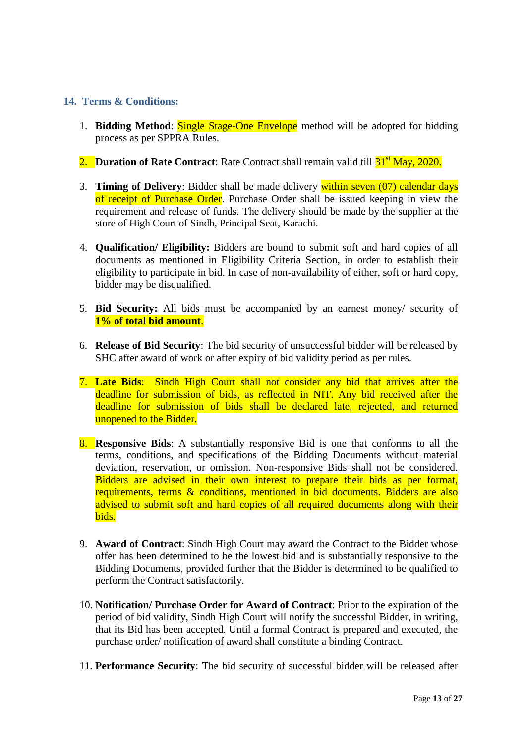## 14. Terms & Conditions:

1. **Bidding Method**: Single Stage-One Envelope method will be adopted for bidding process as per SPPRA Rules.

2. **Duration of Rate Contract**: Rate Contract shall remain valid till 31st May, 2020.

3. **Timing of Delivery**: Bidder shall be made delivery within seven (07) calendar days of receipt of Purchase Order. Purchase Order shall be issued keeping in view the requirement and release of funds. The delivery should be made by the supplier at the store of High Court of Sindh, Principal Seat, Karachi.

4. **Qualification/ Eligibility:** Bidders are bound to submit soft and hard copies of all documents as mentioned in Eligibility Criteria Section, in order to establish their eligibility to participate in bid. In case of non-availability of either, soft or hard copy, bidder may be disqualified.

5. **Bid Security:** All bids must be accompanied by an earnest money/ security of **1% of total bid amount**.

6. **Release of Bid Security**: The bid security of unsuccessful bidder will be released by SHC after award of work or after expiry of bid validity period as per rules.

7. **Late Bids**: Sindh High Court shall not consider any bid that arrives after the deadline for submission of bids, as reflected in NIT. Any bid received after the deadline for submission of bids shall be declared late, rejected, and returned unopened to the Bidder.

8. **Responsive Bids**: A substantially responsive Bid is one that conforms to all the terms, conditions, and specifications of the Bidding Documents without material deviation, reservation, or omission. Non-responsive Bids shall not be considered. Bidders are advised in their own interest to prepare their bids as per format, requirements, terms & conditions, mentioned in bid documents. Bidders are also advised to submit soft and hard copies of all required documents along with their bids.

9. **Award of Contract**: Sindh High Court may award the Contract to the Bidder whose offer has been determined to be the lowest bid and is substantially responsive to the Bidding Documents, provided further that the Bidder is determined to be qualified to perform the Contract satisfactorily.

10. **Notification/ Purchase Order for Award of Contract**: Prior to the expiration of the period of bid validity, Sindh High Court will notify the successful Bidder, in writing, that its Bid has been accepted. Until a formal Contract is prepared and executed, the purchase order/ notification of award shall constitute a binding Contract.

11. **Performance Security**: The bid security of successful bidder will be released after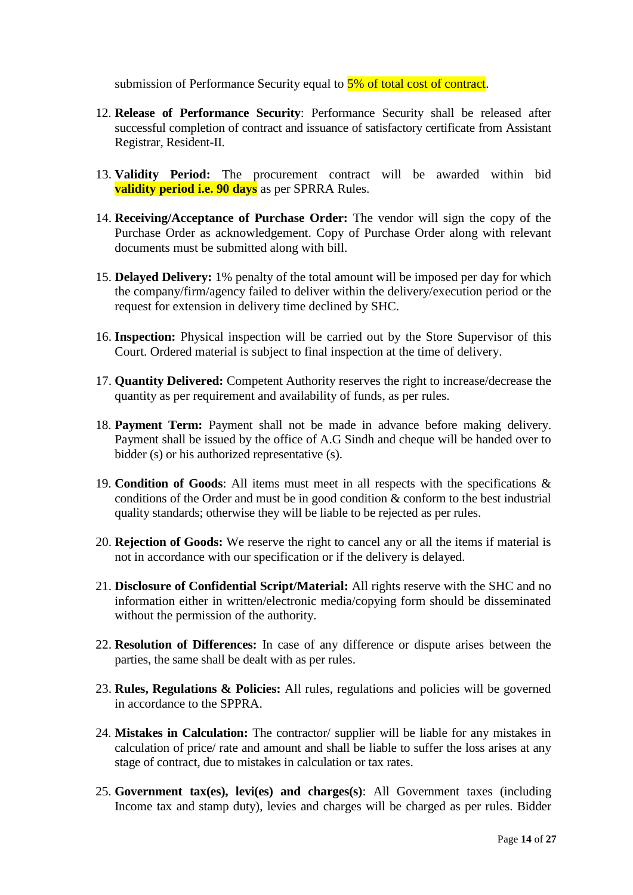submission of Performance Security equal to 5% of total cost of contract.

12. **Release of Performance Security**: Performance Security shall be released after successful completion of contract and issuance of satisfactory certificate from Assistant Registrar, Resident-II.

13. **Validity Period:** The procurement contract will be awarded within bid **validity period i.e. 90 days** as per SPRRA Rules.

14. **Receiving/Acceptance of Purchase Order:** The vendor will sign the copy of the Purchase Order as acknowledgement. Copy of Purchase Order along with relevant documents must be submitted along with bill.

15. **Delayed Delivery:** 1% penalty of the total amount will be imposed per day for which the company/firm/agency failed to deliver within the delivery/execution period or the request for extension in delivery time declined by SHC.

16. **Inspection:** Physical inspection will be carried out by the Store Supervisor of this Court. Ordered material is subject to final inspection at the time of delivery.

17. **Quantity Delivered:** Competent Authority reserves the right to increase/decrease the quantity as per requirement and availability of funds, as per rules.

18. **Payment Term:** Payment shall not be made in advance before making delivery. Payment shall be issued by the office of A.G Sindh and cheque will be handed over to bidder (s) or his authorized representative (s).

19. **Condition of Goods**: All items must meet in all respects with the specifications & conditions of the Order and must be in good condition & conform to the best industrial quality standards; otherwise they will be liable to be rejected as per rules.

20. **Rejection of Goods:** We reserve the right to cancel any or all the items if material is not in accordance with our specification or if the delivery is delayed.

21. **Disclosure of Confidential Script/Material:** All rights reserve with the SHC and no information either in written/electronic media/copying form should be disseminated without the permission of the authority.

22. **Resolution of Differences:** In case of any difference or dispute arises between the parties, the same shall be dealt with as per rules.

23. **Rules, Regulations & Policies:** All rules, regulations and policies will be governed in accordance to the SPPRA.

24. **Mistakes in Calculation:** The contractor/ supplier will be liable for any mistakes in calculation of price/ rate and amount and shall be liable to suffer the loss arises at any stage of contract, due to mistakes in calculation or tax rates.

25. **Government tax(es), levi(es) and charges(s)**: All Government taxes (including Income tax and stamp duty), levies and charges will be charged as per rules. Bidder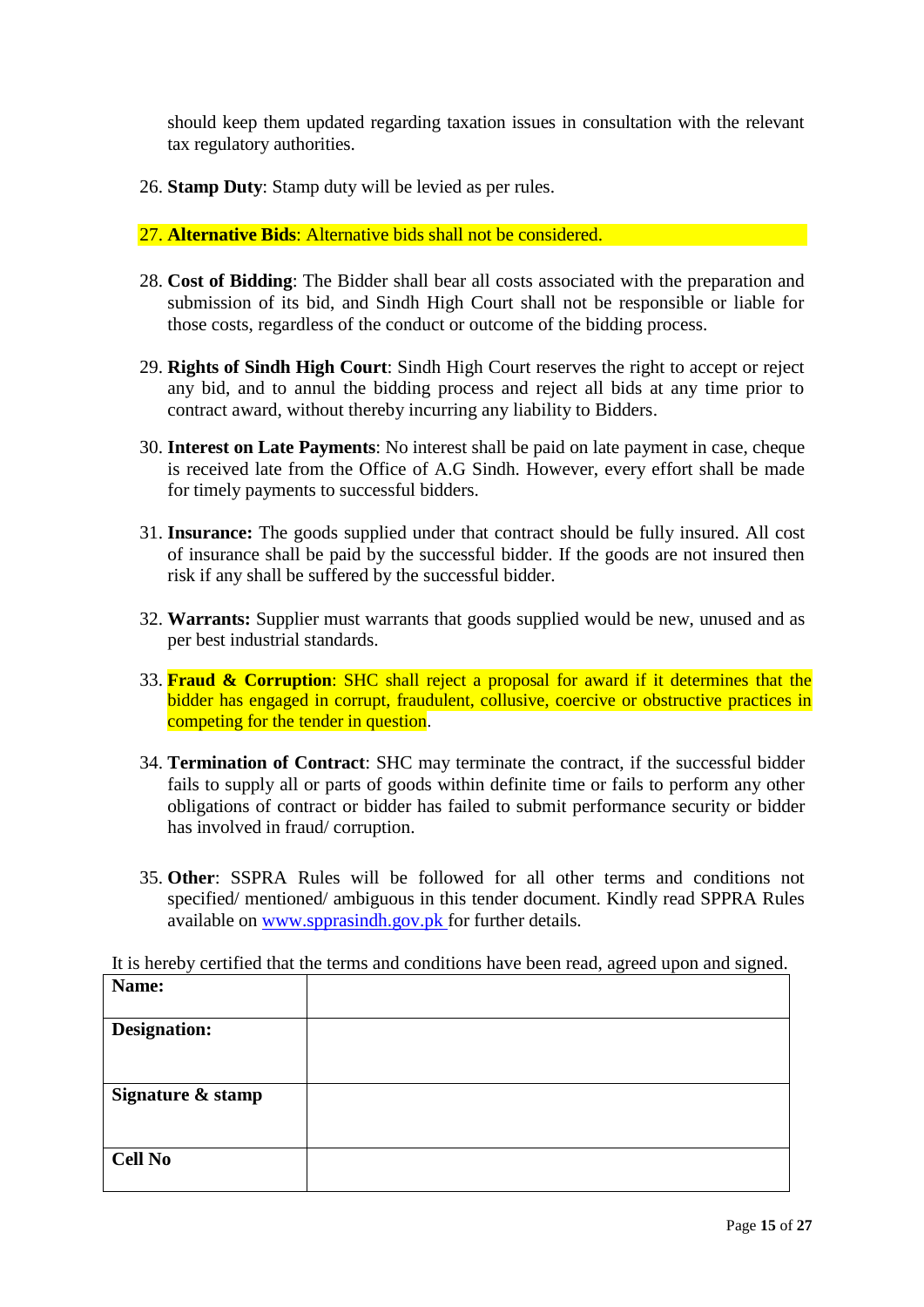should keep them updated regarding taxation issues in consultation with the relevant tax regulatory authorities.

26. **Stamp Duty**: Stamp duty will be levied as per rules.

27. **Alternative Bids**: Alternative bids shall not be considered.

28. **Cost of Bidding**: The Bidder shall bear all costs associated with the preparation and submission of its bid, and Sindh High Court shall not be responsible or liable for those costs, regardless of the conduct or outcome of the bidding process.

29. **Rights of Sindh High Court**: Sindh High Court reserves the right to accept or reject any bid, and to annul the bidding process and reject all bids at any time prior to contract award, without thereby incurring any liability to Bidders.

30. **Interest on Late Payments**: No interest shall be paid on late payment in case, cheque is received late from the Office of A.G Sindh. However, every effort shall be made for timely payments to successful bidders.

31. **Insurance:** The goods supplied under that contract should be fully insured. All cost of insurance shall be paid by the successful bidder. If the goods are not insured then risk if any shall be suffered by the successful bidder.

32. **Warrants:** Supplier must warrants that goods supplied would be new, unused and as per best industrial standards.

33. **Fraud & Corruption**: SHC shall reject a proposal for award if it determines that the bidder has engaged in corrupt, fraudulent, collusive, coercive or obstructive practices in competing for the tender in question.

34. **Termination of Contract**: SHC may terminate the contract, if the successful bidder fails to supply all or parts of goods within definite time or fails to perform any other obligations of contract or bidder has failed to submit performance security or bidder has involved in fraud/ corruption.

35. **Other**: SSPRA Rules will be followed for all other terms and conditions not specified/ mentioned/ ambiguous in this tender document. Kindly read SPPRA Rules available on www.spprasindh.gov.pk for further details.

It is hereby certified that the terms and conditions have been read, agreed upon and signed.

| **Name:** | |
|---|---|
| **Designation:** | |
| **Signature & stamp** | |
| **Cell No** | |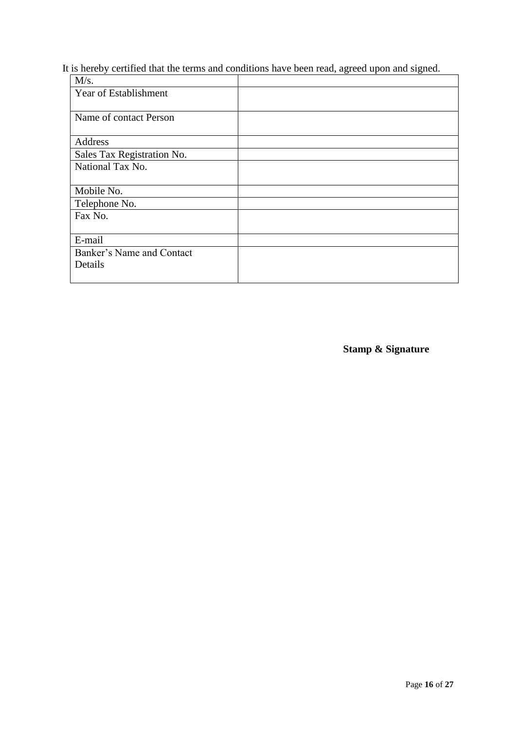It is hereby certified that the terms and conditions have been read, agreed upon and signed.

| M/s. | |
|---|---|
| Year of Establishment | |
| Name of contact Person | |
| Address | |
| Sales Tax Registration No. | |
| National Tax No. | |
| Mobile No. | |
| Telephone No. | |
| Fax No. | |
| E-mail | |
| Banker's Name and Contact Details | |

**Stamp & Signature**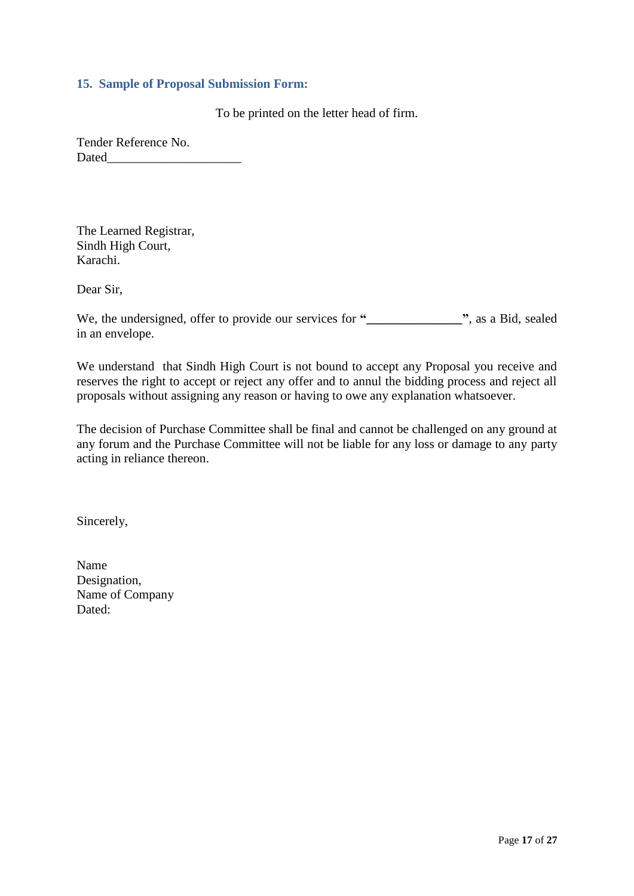## 15. Sample of Proposal Submission Form:

To be printed on the letter head of firm.

Tender Reference No.
Dated_____________________

The Learned Registrar,
Sindh High Court,
Karachi.

Dear Sir,

We, the undersigned, offer to provide our services for "_______________", as a Bid, sealed in an envelope.

We understand that Sindh High Court is not bound to accept any Proposal you receive and reserves the right to accept or reject any offer and to annul the bidding process and reject all proposals without assigning any reason or having to owe any explanation whatsoever.

The decision of Purchase Committee shall be final and cannot be challenged on any ground at any forum and the Purchase Committee will not be liable for any loss or damage to any party acting in reliance thereon.

Sincerely,

Name
Designation,
Name of Company
Dated: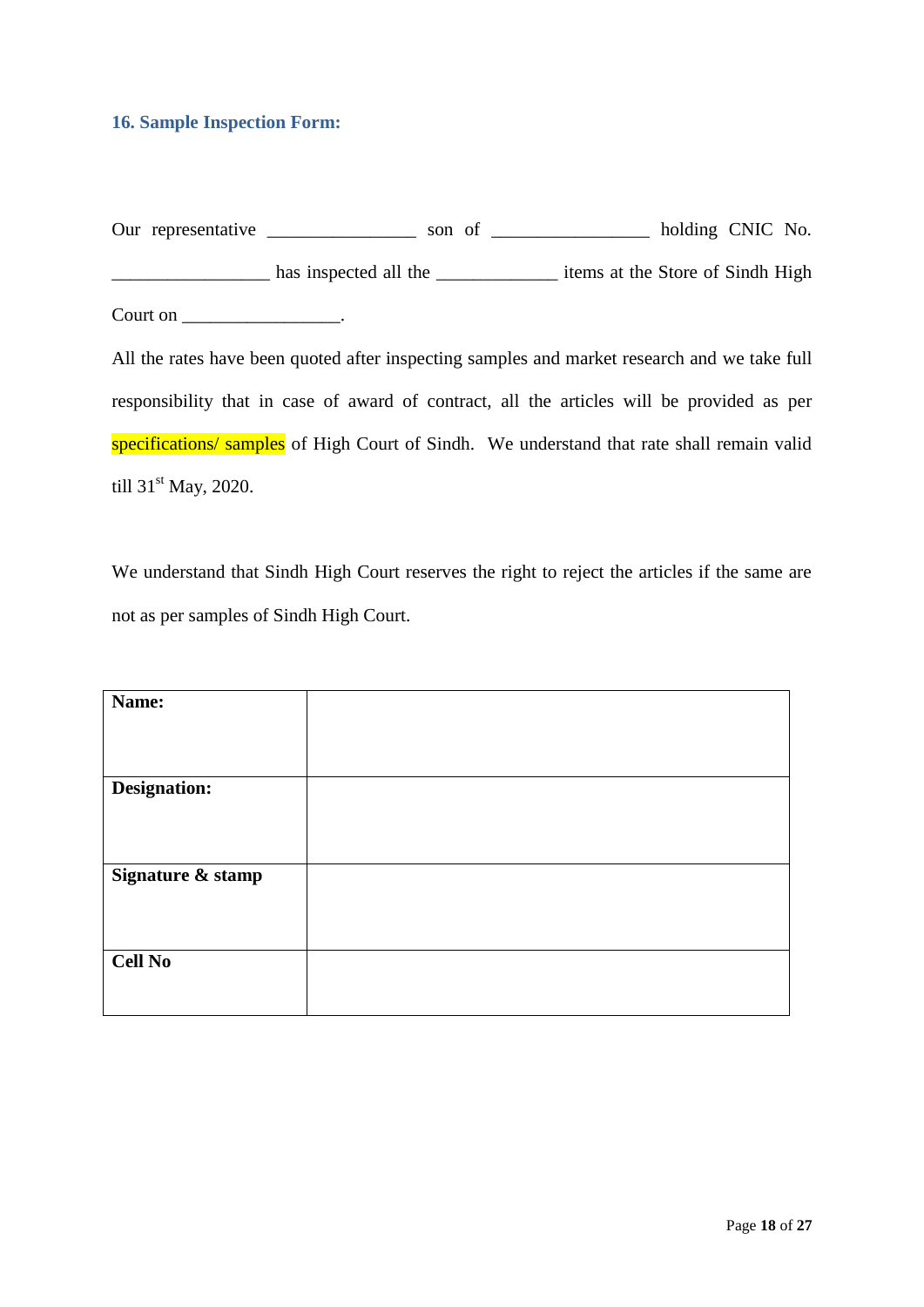### 16. Sample Inspection Form:

Our representative ________________ son of _________________ holding CNIC No. _________________ has inspected all the _____________ items at the Store of Sindh High Court on _________________.

All the rates have been quoted after inspecting samples and market research and we take full responsibility that in case of award of contract, all the articles will be provided as per specifications/ samples of High Court of Sindh. We understand that rate shall remain valid till 31st May, 2020.

We understand that Sindh High Court reserves the right to reject the articles if the same are not as per samples of Sindh High Court.

| **Name:** | |
|---|---|
| **Designation:** | |
| **Signature & stamp** | |
| **Cell No** | |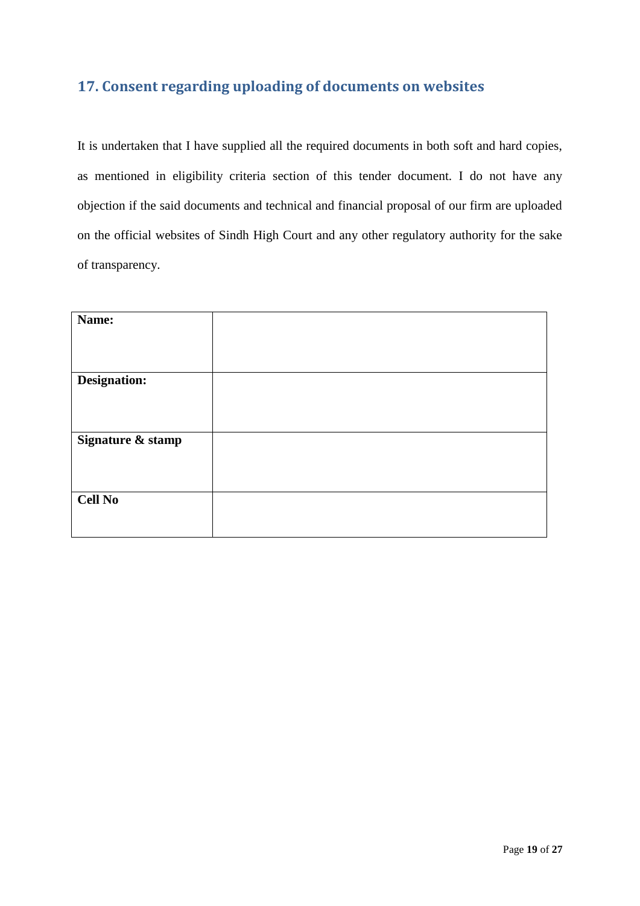## 17. Consent regarding uploading of documents on websites

It is undertaken that I have supplied all the required documents in both soft and hard copies, as mentioned in eligibility criteria section of this tender document. I do not have any objection if the said documents and technical and financial proposal of our firm are uploaded on the official websites of Sindh High Court and any other regulatory authority for the sake of transparency.

| | |
|---|---|
| **Name:** | |
| **Designation:** | |
| **Signature & stamp** | |
| **Cell No** | |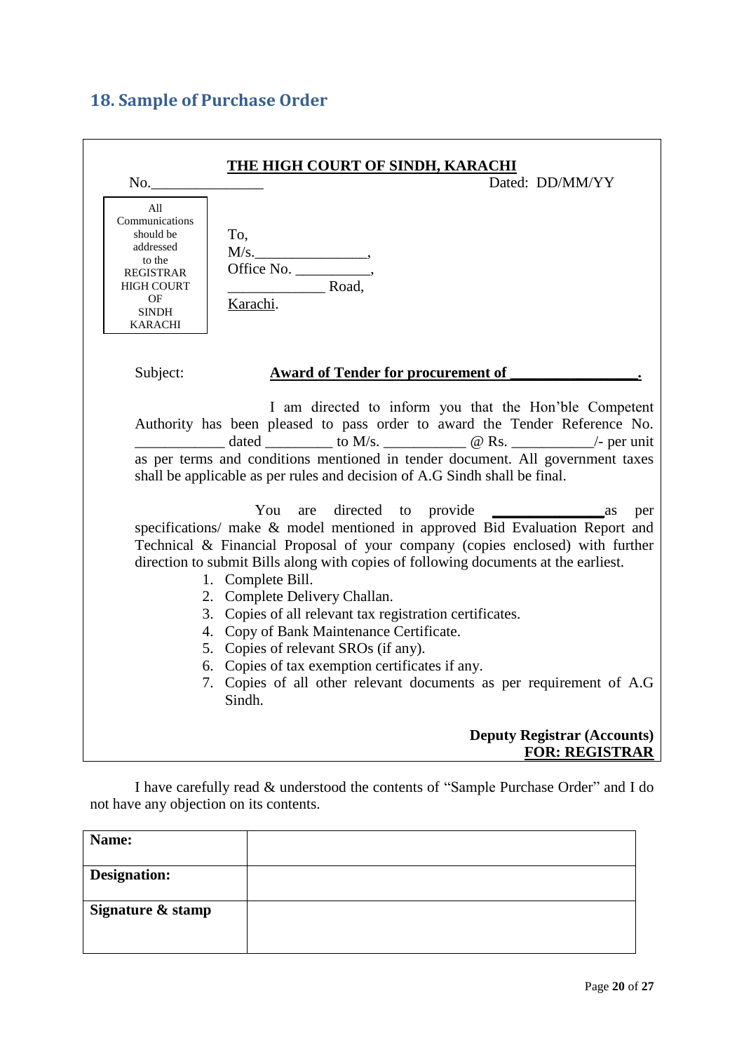## 18. Sample of Purchase Order

**THE HIGH COURT OF SINDH, KARACHI**

No.______________ Dated: DD/MM/YY

| All Communications should be addressed to the REGISTRAR HIGH COURT OF SINDH KARACHI |
|---|

To,
M/s.______________,
Office No. __________,
____________ Road,
Karachi.

Subject: **Award of Tender for procurement of ________________.**

I am directed to inform you that the Hon'ble Competent Authority has been pleased to pass order to award the Tender Reference No. ___________ dated ________ to M/s. __________ @ Rs. __________/- per unit as per terms and conditions mentioned in tender document. All government taxes shall be applicable as per rules and decision of A.G Sindh shall be final.

You are directed to provide ______________ as per specifications/ make & model mentioned in approved Bid Evaluation Report and Technical & Financial Proposal of your company (copies enclosed) with further direction to submit Bills along with copies of following documents at the earliest.

1. Complete Bill.
2. Complete Delivery Challan.
3. Copies of all relevant tax registration certificates.
4. Copy of Bank Maintenance Certificate.
5. Copies of relevant SROs (if any).
6. Copies of tax exemption certificates if any.
7. Copies of all other relevant documents as per requirement of A.G Sindh.

**Deputy Registrar (Accounts)**
**FOR: REGISTRAR**

I have carefully read & understood the contents of "Sample Purchase Order" and I do not have any objection on its contents.

| **Name:** | |
|---|---|
| **Designation:** | |
| **Signature & stamp** | |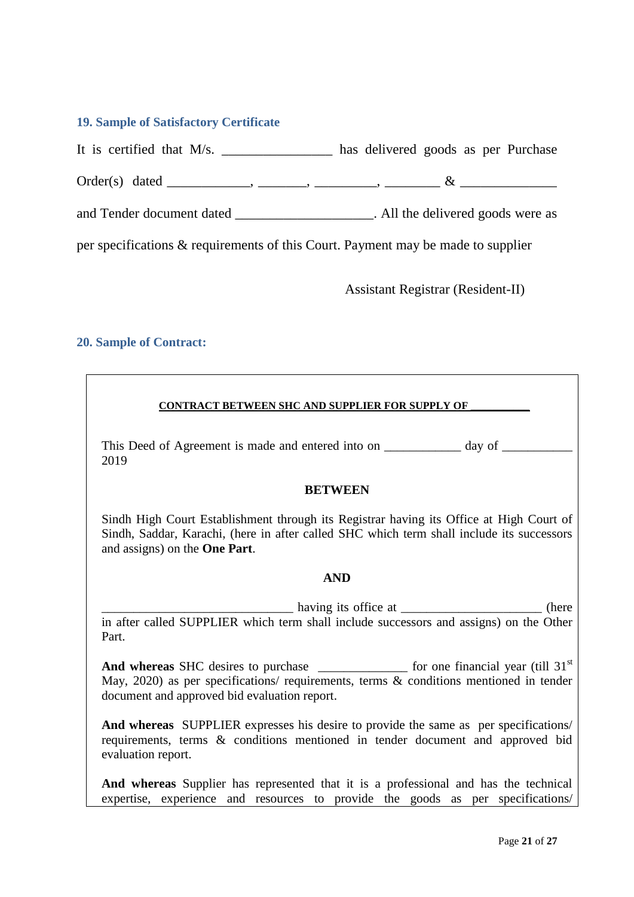### 19. Sample of Satisfactory Certificate

It is certified that M/s. ________________ has delivered goods as per Purchase Order(s) dated _____________, ________, __________, _________ & _______________ and Tender document dated _____________________. All the delivered goods were as per specifications & requirements of this Court. Payment may be made to supplier

Assistant Registrar (Resident-II)

### 20. Sample of Contract:

**CONTRACT BETWEEN SHC AND SUPPLIER FOR SUPPLY OF __________**

This Deed of Agreement is made and entered into on ____________ day of ___________ 2019

**BETWEEN**

Sindh High Court Establishment through its Registrar having its Office at High Court of Sindh, Saddar, Karachi, (here in after called SHC which term shall include its successors and assigns) on the **One Part**.

**AND**

______________________________ having its office at ______________________ (here in after called SUPPLIER which term shall include successors and assigns) on the Other Part.

**And whereas** SHC desires to purchase ______________ for one financial year (till 31st May, 2020) as per specifications/ requirements, terms & conditions mentioned in tender document and approved bid evaluation report.

**And whereas** SUPPLIER expresses his desire to provide the same as per specifications/ requirements, terms & conditions mentioned in tender document and approved bid evaluation report.

**And whereas** Supplier has represented that it is a professional and has the technical expertise, experience and resources to provide the goods as per specifications/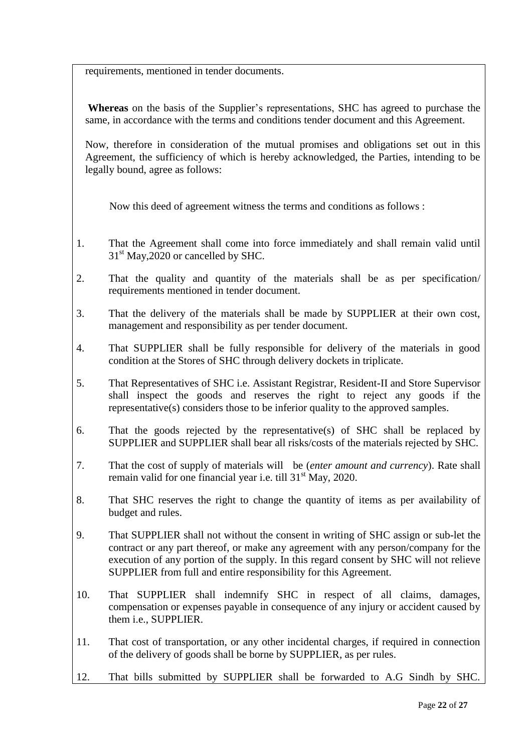requirements, mentioned in tender documents.

**Whereas** on the basis of the Supplier's representations, SHC has agreed to purchase the same, in accordance with the terms and conditions tender document and this Agreement.

Now, therefore in consideration of the mutual promises and obligations set out in this Agreement, the sufficiency of which is hereby acknowledged, the Parties, intending to be legally bound, agree as follows:

Now this deed of agreement witness the terms and conditions as follows :

1. That the Agreement shall come into force immediately and shall remain valid until 31st May,2020 or cancelled by SHC.
2. That the quality and quantity of the materials shall be as per specification/ requirements mentioned in tender document.
3. That the delivery of the materials shall be made by SUPPLIER at their own cost, management and responsibility as per tender document.
4. That SUPPLIER shall be fully responsible for delivery of the materials in good condition at the Stores of SHC through delivery dockets in triplicate.
5. That Representatives of SHC i.e. Assistant Registrar, Resident-II and Store Supervisor shall inspect the goods and reserves the right to reject any goods if the representative(s) considers those to be inferior quality to the approved samples.
6. That the goods rejected by the representative(s) of SHC shall be replaced by SUPPLIER and SUPPLIER shall bear all risks/costs of the materials rejected by SHC.
7. That the cost of supply of materials will be (*enter amount and currency*). Rate shall remain valid for one financial year i.e. till 31st May, 2020.
8. That SHC reserves the right to change the quantity of items as per availability of budget and rules.
9. That SUPPLIER shall not without the consent in writing of SHC assign or sub-let the contract or any part thereof, or make any agreement with any person/company for the execution of any portion of the supply. In this regard consent by SHC will not relieve SUPPLIER from full and entire responsibility for this Agreement.
10. That SUPPLIER shall indemnify SHC in respect of all claims, damages, compensation or expenses payable in consequence of any injury or accident caused by them i.e., SUPPLIER.
11. That cost of transportation, or any other incidental charges, if required in connection of the delivery of goods shall be borne by SUPPLIER, as per rules.
12. That bills submitted by SUPPLIER shall be forwarded to A.G Sindh by SHC.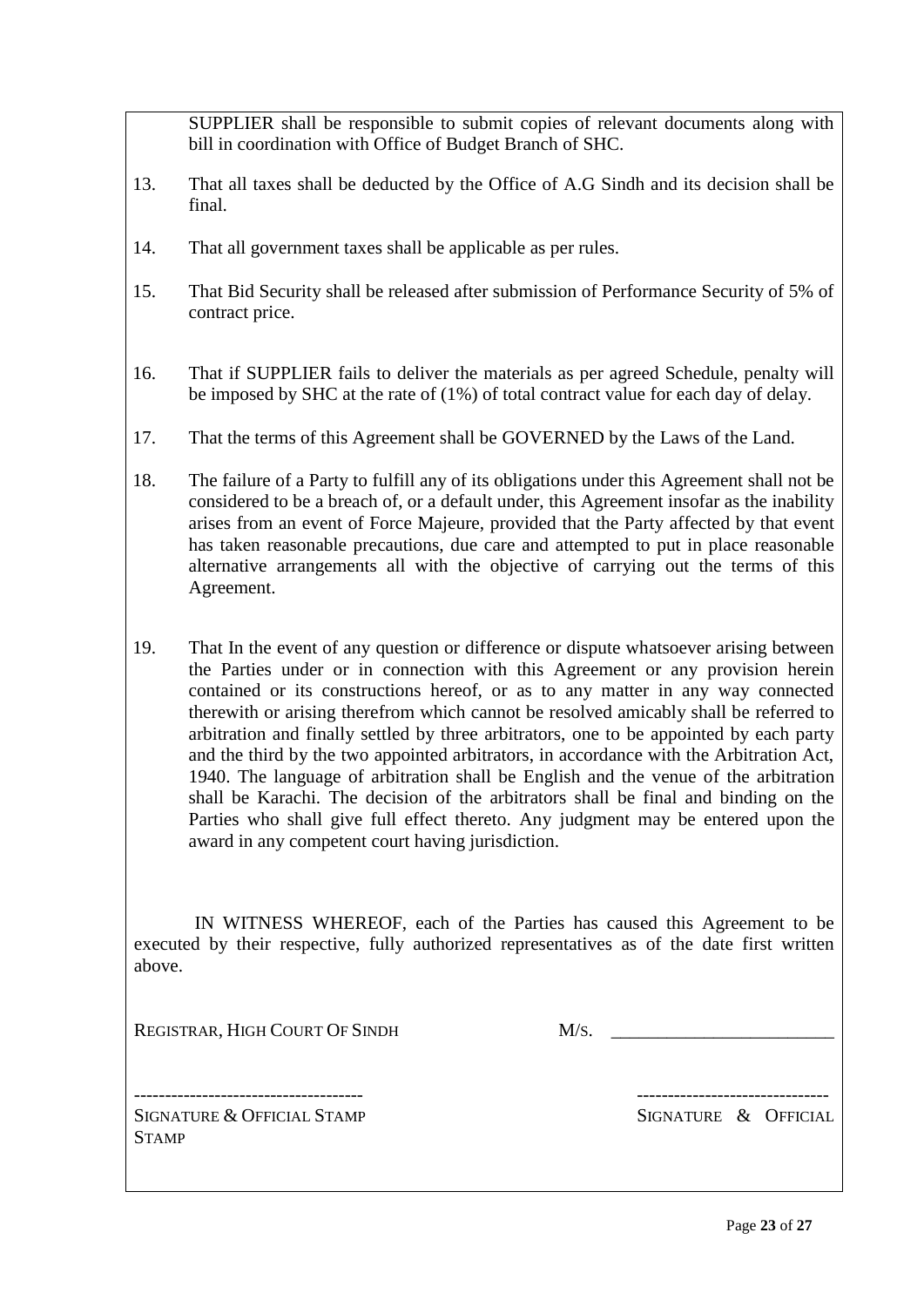SUPPLIER shall be responsible to submit copies of relevant documents along with bill in coordination with Office of Budget Branch of SHC.

13. That all taxes shall be deducted by the Office of A.G Sindh and its decision shall be final.

14. That all government taxes shall be applicable as per rules.

15. That Bid Security shall be released after submission of Performance Security of 5% of contract price.

16. That if SUPPLIER fails to deliver the materials as per agreed Schedule, penalty will be imposed by SHC at the rate of (1%) of total contract value for each day of delay.

17. That the terms of this Agreement shall be GOVERNED by the Laws of the Land.

18. The failure of a Party to fulfill any of its obligations under this Agreement shall not be considered to be a breach of, or a default under, this Agreement insofar as the inability arises from an event of Force Majeure, provided that the Party affected by that event has taken reasonable precautions, due care and attempted to put in place reasonable alternative arrangements all with the objective of carrying out the terms of this Agreement.

19. That In the event of any question or difference or dispute whatsoever arising between the Parties under or in connection with this Agreement or any provision herein contained or its constructions hereof, or as to any matter in any way connected therewith or arising therefrom which cannot be resolved amicably shall be referred to arbitration and finally settled by three arbitrators, one to be appointed by each party and the third by the two appointed arbitrators, in accordance with the Arbitration Act, 1940. The language of arbitration shall be English and the venue of the arbitration shall be Karachi. The decision of the arbitrators shall be final and binding on the Parties who shall give full effect thereto. Any judgment may be entered upon the award in any competent court having jurisdiction.

IN WITNESS WHEREOF, each of the Parties has caused this Agreement to be executed by their respective, fully authorized representatives as of the date first written above.

REGISTRAR, HIGH COURT OF SINDH | M/S. ________________________

------------------------------------ | -------------------------------

SIGNATURE & OFFICIAL STAMP | SIGNATURE & OFFICIAL STAMP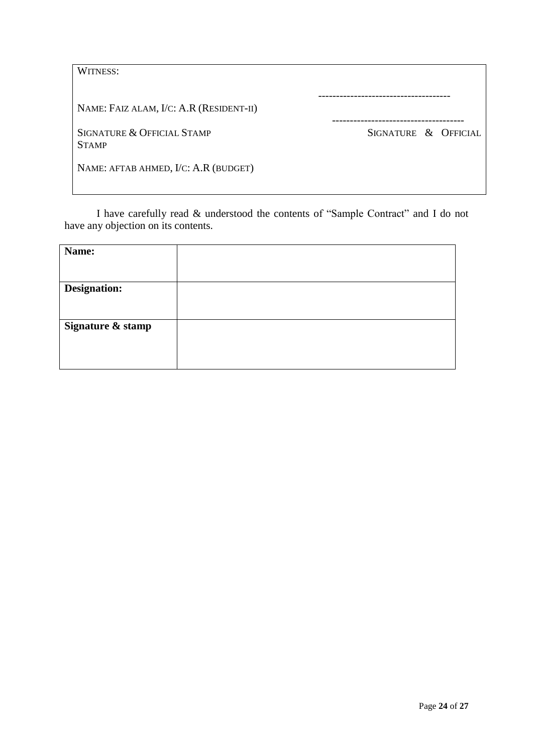| WITNESS: | |
|---|---|
| | ------------------------------------ |
| NAME: FAIZ ALAM, I/C: A.R (RESIDENT-II) | |
| | ------------------------------------ |
| SIGNATURE & OFFICIAL STAMP | SIGNATURE & OFFICIAL STAMP |
| NAME: AFTAB AHMED, I/C: A.R (BUDGET) | |

I have carefully read & understood the contents of "Sample Contract" and I do not have any objection on its contents.

| **Name:** | |
|---|---|
| **Designation:** | |
| **Signature & stamp** | |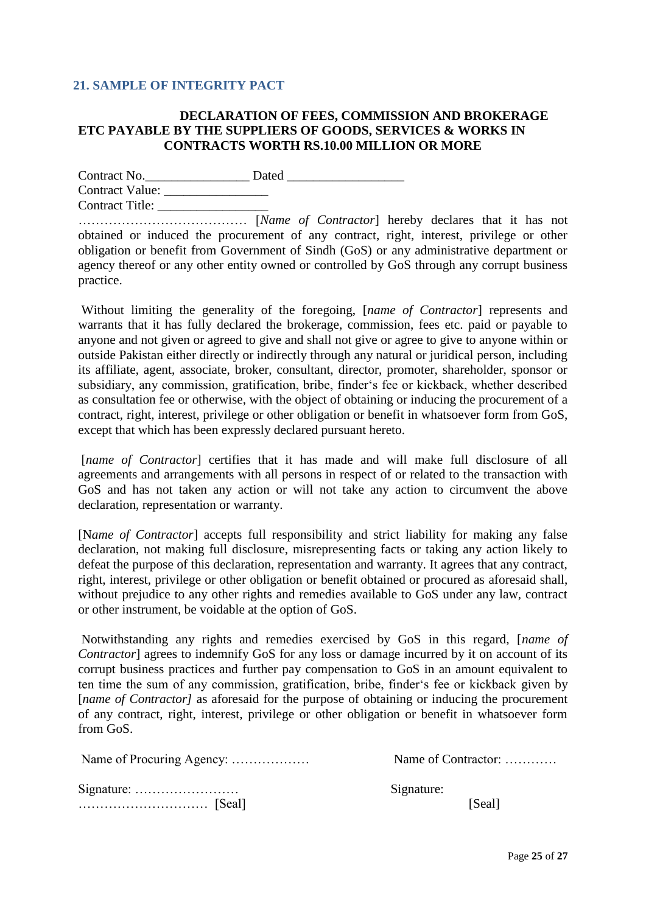## 21. SAMPLE OF INTEGRITY PACT

**DECLARATION OF FEES, COMMISSION AND BROKERAGE ETC PAYABLE BY THE SUPPLIERS OF GOODS, SERVICES & WORKS IN CONTRACTS WORTH RS.10.00 MILLION OR MORE**

Contract No.________________ Dated __________________
Contract Value: ________________
Contract Title: _________________

………………………………… [*Name of Contractor*] hereby declares that it has not obtained or induced the procurement of any contract, right, interest, privilege or other obligation or benefit from Government of Sindh (GoS) or any administrative department or agency thereof or any other entity owned or controlled by GoS through any corrupt business practice.

Without limiting the generality of the foregoing, [*name of Contractor*] represents and warrants that it has fully declared the brokerage, commission, fees etc. paid or payable to anyone and not given or agreed to give and shall not give or agree to give to anyone within or outside Pakistan either directly or indirectly through any natural or juridical person, including its affiliate, agent, associate, broker, consultant, director, promoter, shareholder, sponsor or subsidiary, any commission, gratification, bribe, finder's fee or kickback, whether described as consultation fee or otherwise, with the object of obtaining or inducing the procurement of a contract, right, interest, privilege or other obligation or benefit in whatsoever form from GoS, except that which has been expressly declared pursuant hereto.

[*name of Contractor*] certifies that it has made and will make full disclosure of all agreements and arrangements with all persons in respect of or related to the transaction with GoS and has not taken any action or will not take any action to circumvent the above declaration, representation or warranty.

[N*ame of Contractor*] accepts full responsibility and strict liability for making any false declaration, not making full disclosure, misrepresenting facts or taking any action likely to defeat the purpose of this declaration, representation and warranty. It agrees that any contract, right, interest, privilege or other obligation or benefit obtained or procured as aforesaid shall, without prejudice to any other rights and remedies available to GoS under any law, contract or other instrument, be voidable at the option of GoS.

Notwithstanding any rights and remedies exercised by GoS in this regard, [*name of Contractor*] agrees to indemnify GoS for any loss or damage incurred by it on account of its corrupt business practices and further pay compensation to GoS in an amount equivalent to ten time the sum of any commission, gratification, bribe, finder's fee or kickback given by [*name of Contractor]* as aforesaid for the purpose of obtaining or inducing the procurement of any contract, right, interest, privilege or other obligation or benefit in whatsoever form from GoS.

Name of Procuring Agency: ………………

Signature: ……………………
………………………… [Seal]

Name of Contractor: …………

Signature:
[Seal]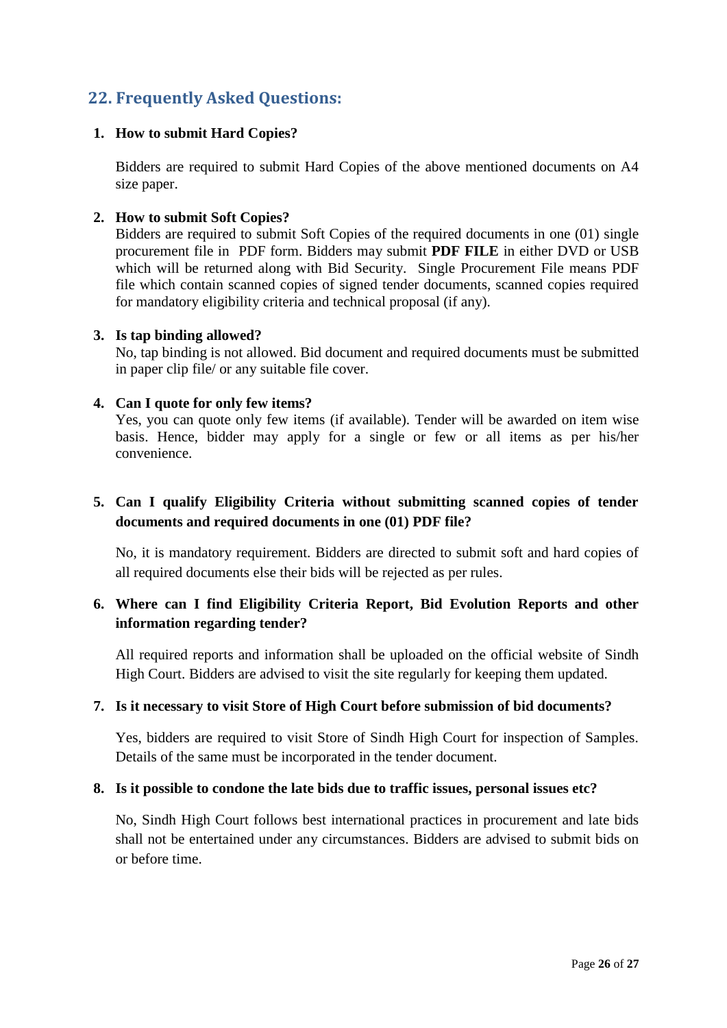## 22. Frequently Asked Questions:

1. **How to submit Hard Copies?**

   Bidders are required to submit Hard Copies of the above mentioned documents on A4 size paper.

2. **How to submit Soft Copies?**
   Bidders are required to submit Soft Copies of the required documents in one (01) single procurement file in PDF form. Bidders may submit **PDF FILE** in either DVD or USB which will be returned along with Bid Security. Single Procurement File means PDF file which contain scanned copies of signed tender documents, scanned copies required for mandatory eligibility criteria and technical proposal (if any).

3. **Is tap binding allowed?**
   No, tap binding is not allowed. Bid document and required documents must be submitted in paper clip file/ or any suitable file cover.

4. **Can I quote for only few items?**
   Yes, you can quote only few items (if available). Tender will be awarded on item wise basis. Hence, bidder may apply for a single or few or all items as per his/her convenience.

5. **Can I qualify Eligibility Criteria without submitting scanned copies of tender documents and required documents in one (01) PDF file?**

   No, it is mandatory requirement. Bidders are directed to submit soft and hard copies of all required documents else their bids will be rejected as per rules.

6. **Where can I find Eligibility Criteria Report, Bid Evolution Reports and other information regarding tender?**

   All required reports and information shall be uploaded on the official website of Sindh High Court. Bidders are advised to visit the site regularly for keeping them updated.

7. **Is it necessary to visit Store of High Court before submission of bid documents?**

   Yes, bidders are required to visit Store of Sindh High Court for inspection of Samples. Details of the same must be incorporated in the tender document.

8. **Is it possible to condone the late bids due to traffic issues, personal issues etc?**

   No, Sindh High Court follows best international practices in procurement and late bids shall not be entertained under any circumstances. Bidders are advised to submit bids on or before time.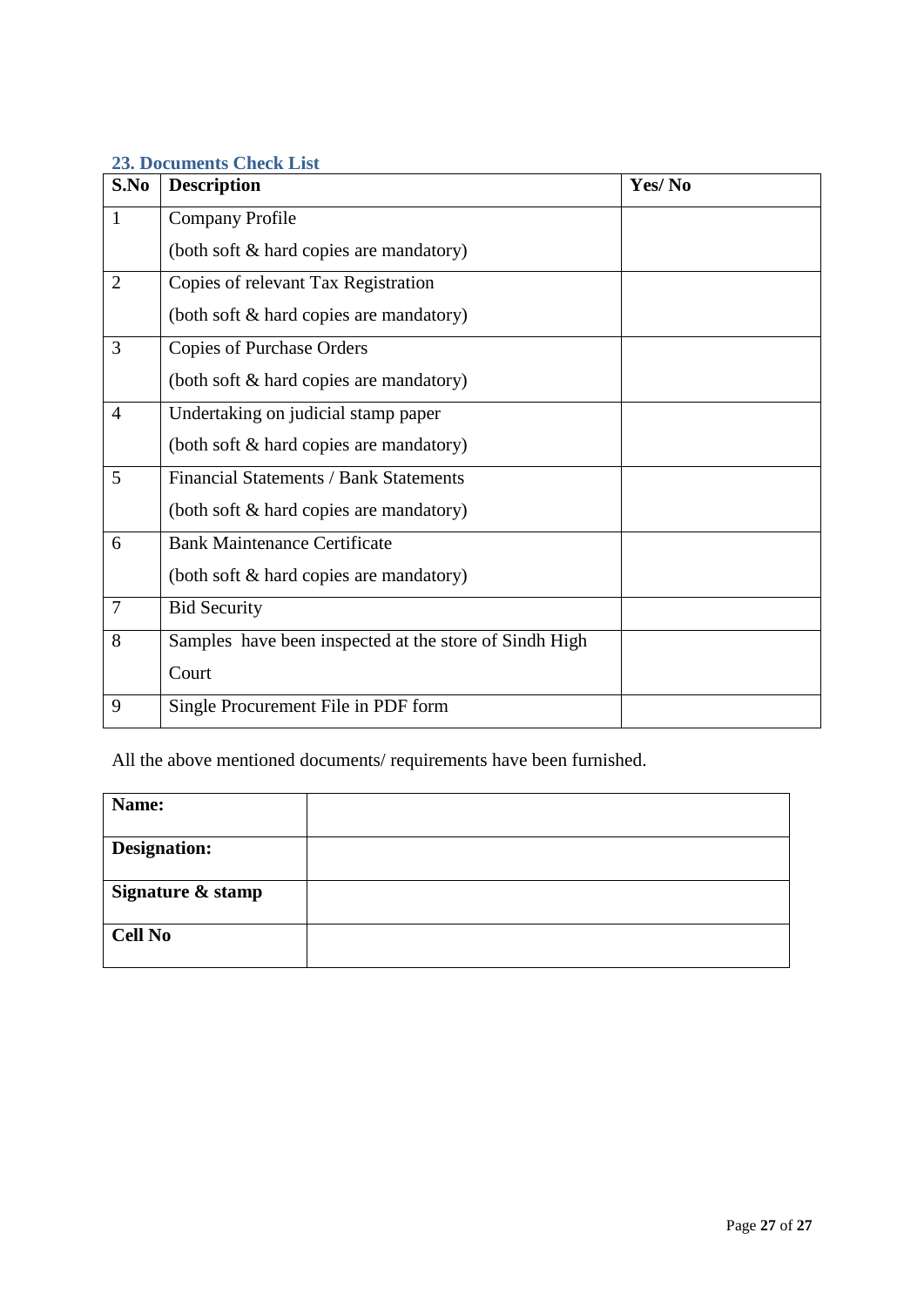### 23. Documents Check List

| S.No | Description | Yes/ No |
|---|---|---|
| 1 | Company Profile<br>(both soft & hard copies are mandatory) | |
| 2 | Copies of relevant Tax Registration<br>(both soft & hard copies are mandatory) | |
| 3 | Copies of Purchase Orders<br>(both soft & hard copies are mandatory) | |
| 4 | Undertaking on judicial stamp paper<br>(both soft & hard copies are mandatory) | |
| 5 | Financial Statements / Bank Statements<br>(both soft & hard copies are mandatory) | |
| 6 | Bank Maintenance Certificate<br>(both soft & hard copies are mandatory) | |
| 7 | Bid Security | |
| 8 | Samples have been inspected at the store of Sindh High Court | |
| 9 | Single Procurement File in PDF form | |

All the above mentioned documents/ requirements have been furnished.

| | |
|---|---|
| **Name:** | |
| **Designation:** | |
| **Signature & stamp** | |
| **Cell No** | |